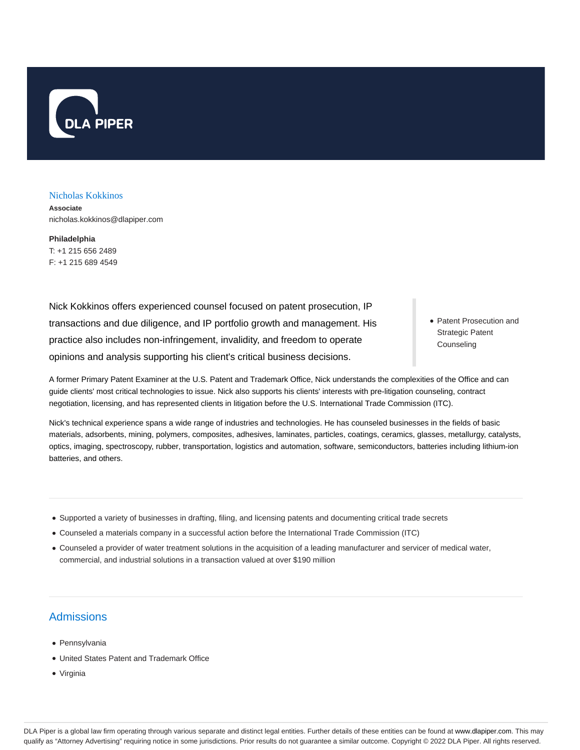# Nicholas Kokkinos

**Associate**
nicholas.kokkinos@dlapiper.com

**Philadelphia**
T: +1 215 656 2489
F: +1 215 689 4549

Nick Kokkinos offers experienced counsel focused on patent prosecution, IP transactions and due diligence, and IP portfolio growth and management. His practice also includes non-infringement, invalidity, and freedom to operate opinions and analysis supporting his client's critical business decisions.

- Patent Prosecution and Strategic Patent Counseling

A former Primary Patent Examiner at the U.S. Patent and Trademark Office, Nick understands the complexities of the Office and can guide clients' most critical technologies to issue. Nick also supports his clients' interests with pre-litigation counseling, contract negotiation, licensing, and has represented clients in litigation before the U.S. International Trade Commission (ITC).

Nick's technical experience spans a wide range of industries and technologies. He has counseled businesses in the fields of basic materials, adsorbents, mining, polymers, composites, adhesives, laminates, particles, coatings, ceramics, glasses, metallurgy, catalysts, optics, imaging, spectroscopy, rubber, transportation, logistics and automation, software, semiconductors, batteries including lithium-ion batteries, and others.

- Supported a variety of businesses in drafting, filing, and licensing patents and documenting critical trade secrets
- Counseled a materials company in a successful action before the International Trade Commission (ITC)
- Counseled a provider of water treatment solutions in the acquisition of a leading manufacturer and servicer of medical water, commercial, and industrial solutions in a transaction valued at over $190 million

## Admissions

- Pennsylvania
- United States Patent and Trademark Office
- Virginia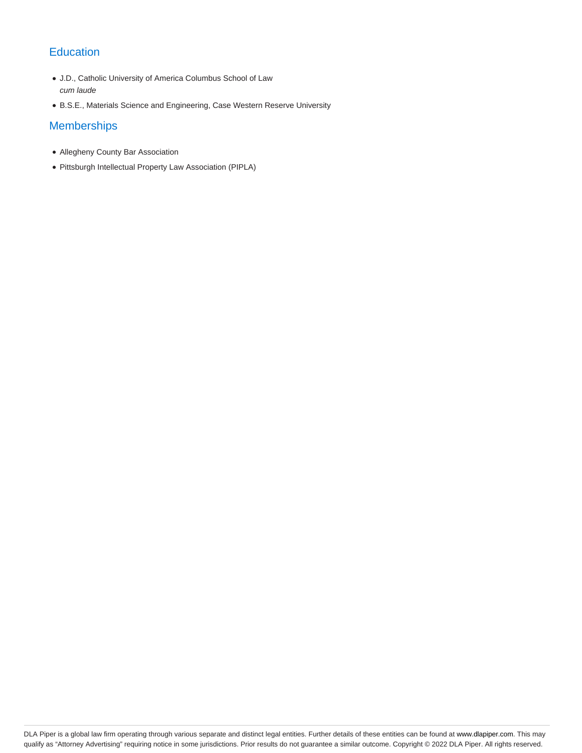## Education

- J.D., Catholic University of America Columbus School of Law
  *cum laude*
- B.S.E., Materials Science and Engineering, Case Western Reserve University

## Memberships

- Allegheny County Bar Association
- Pittsburgh Intellectual Property Law Association (PIPLA)

DLA Piper is a global law firm operating through various separate and distinct legal entities. Further details of these entities can be found at www.dlapiper.com. This may qualify as "Attorney Advertising" requiring notice in some jurisdictions. Prior results do not guarantee a similar outcome. Copyright © 2022 DLA Piper. All rights reserved.